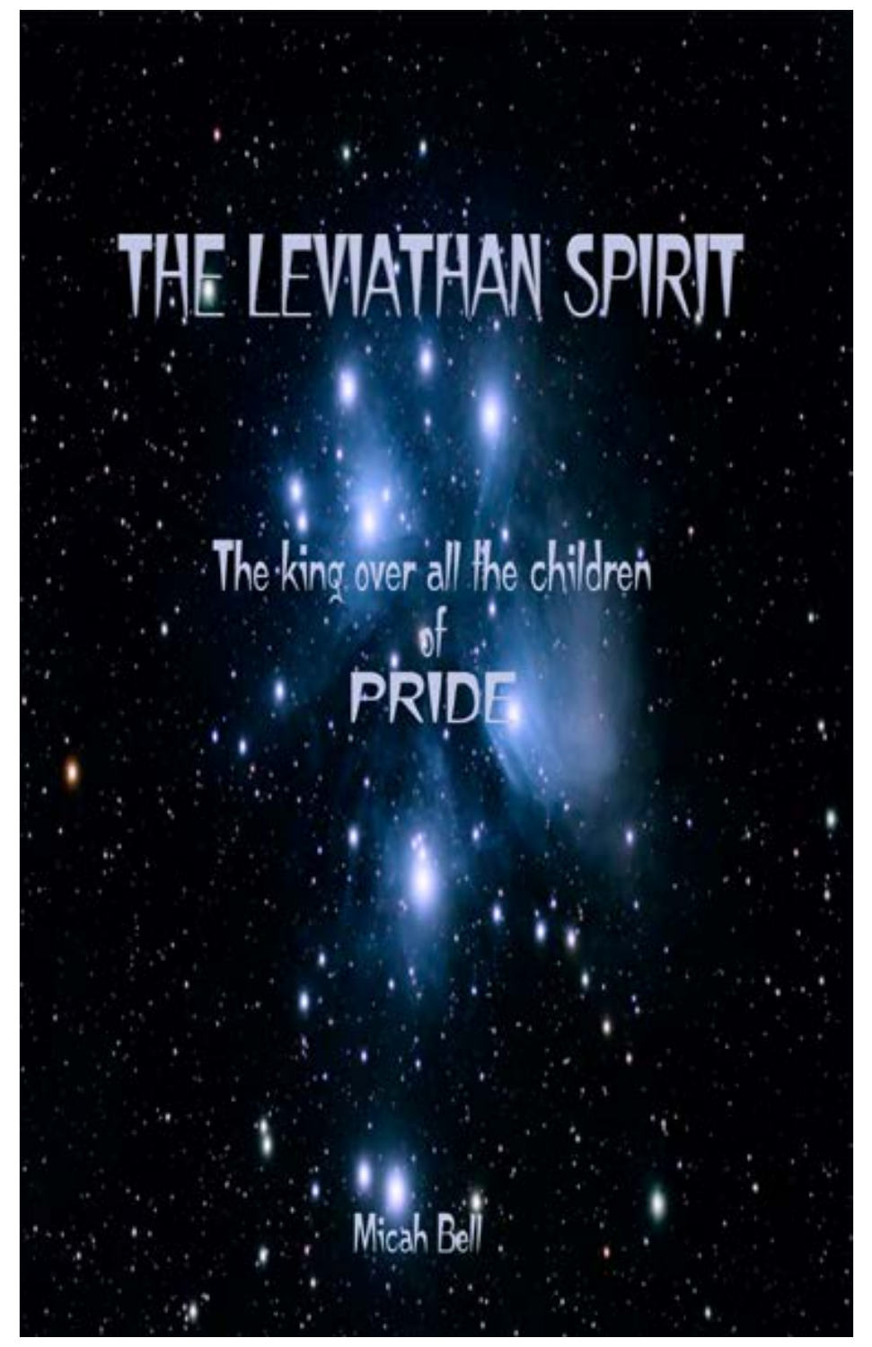# THE LEVIATHAN SPIRIT

## The king over all the children of PRIDE

Micah Bell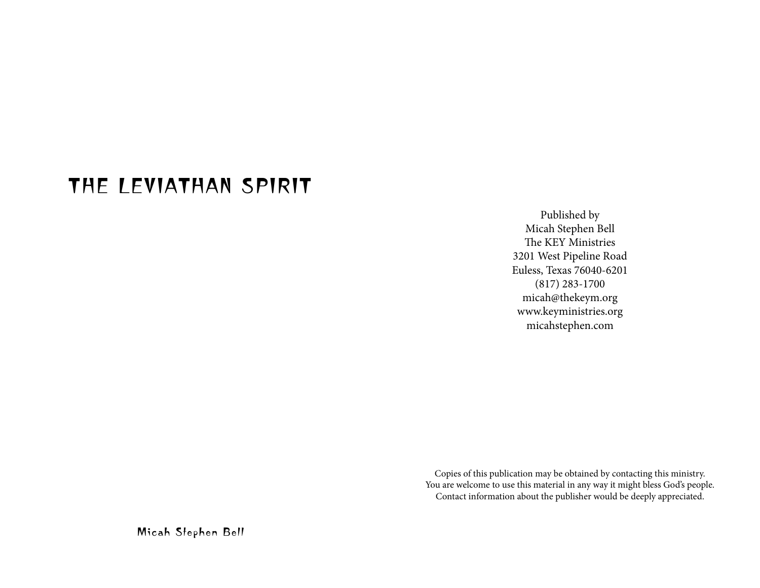# THE LEVIATHAN SPIRIT

Micah Stephen Bell

Published by
Micah Stephen Bell
The KEY Ministries
3201 West Pipeline Road
Euless, Texas 76040-6201
(817) 283-1700
micah@thekeym.org
www.keyministries.org
micahstephen.com

Copies of this publication may be obtained by contacting this ministry.
You are welcome to use this material in any way it might bless God's people.
Contact information about the publisher would be deeply appreciated.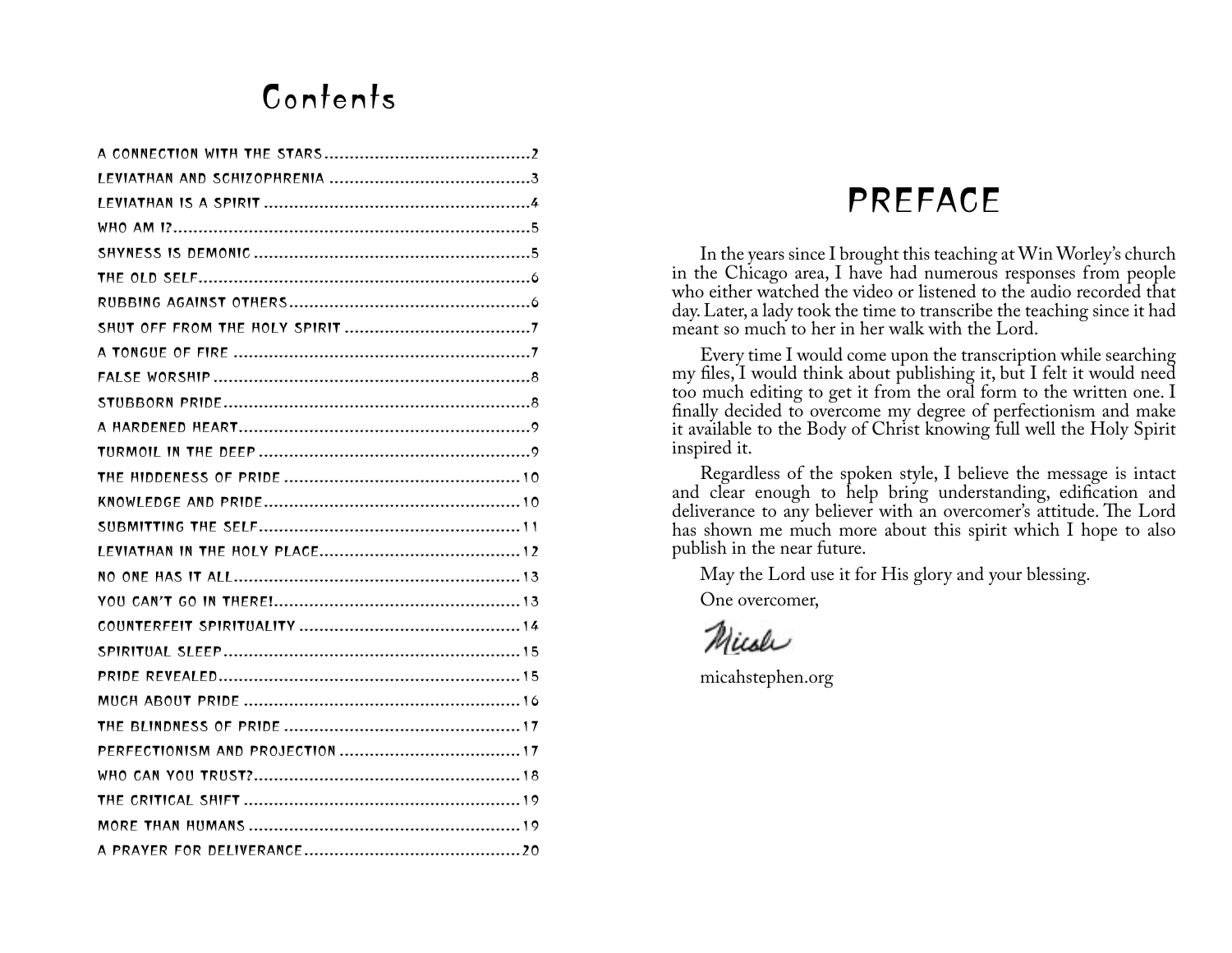# Contents

A CONNECTION WITH THE STARS ........................................ 2
LEVIATHAN AND SCHIZOPHRENIA ........................................ 3
LEVIATHAN IS A SPIRIT ........................................ 4
WHO AM I? ........................................ 5
SHYNESS IS DEMONIC ........................................ 5
THE OLD SELF ........................................ 6
RUBBING AGAINST OTHERS ........................................ 6
SHUT OFF FROM THE HOLY SPIRIT ........................................ 7
A TONGUE OF FIRE ........................................ 7
FALSE WORSHIP ........................................ 8
STUBBORN PRIDE ........................................ 8
A HARDENED HEART ........................................ 9
TURMOIL IN THE DEEP ........................................ 9
THE HIDDENESS OF PRIDE ........................................ 10
KNOWLEDGE AND PRIDE ........................................ 10
SUBMITTING THE SELF ........................................ 11
LEVIATHAN IN THE HOLY PLACE ........................................ 12
NO ONE HAS IT ALL ........................................ 13
YOU CAN'T GO IN THERE! ........................................ 13
COUNTERFEIT SPIRITUALITY ........................................ 14
SPIRITUAL SLEEP ........................................ 15
PRIDE REVEALED ........................................ 15
MUCH ABOUT PRIDE ........................................ 16
THE BLINDNESS OF PRIDE ........................................ 17
PERFECTIONISM AND PROJECTION ........................................ 17
WHO CAN YOU TRUST? ........................................ 18
THE CRITICAL SHIFT ........................................ 19
MORE THAN HUMANS ........................................ 19
A PRAYER FOR DELIVERANCE ........................................ 20

# PREFACE

In the years since I brought this teaching at Win Worley's church in the Chicago area, I have had numerous responses from people who either watched the video or listened to the audio recorded that day. Later, a lady took the time to transcribe the teaching since it had meant so much to her in her walk with the Lord.

Every time I would come upon the transcription while searching my files, I would think about publishing it, but I felt it would need too much editing to get it from the oral form to the written one. I finally decided to overcome my degree of perfectionism and make it available to the Body of Christ knowing full well the Holy Spirit inspired it.

Regardless of the spoken style, I believe the message is intact and clear enough to help bring understanding, edification and deliverance to any believer with an overcomer's attitude. The Lord has shown me much more about this spirit which I hope to also publish in the near future.

May the Lord use it for His glory and your blessing.

One overcomer,

Micah

micahstephen.org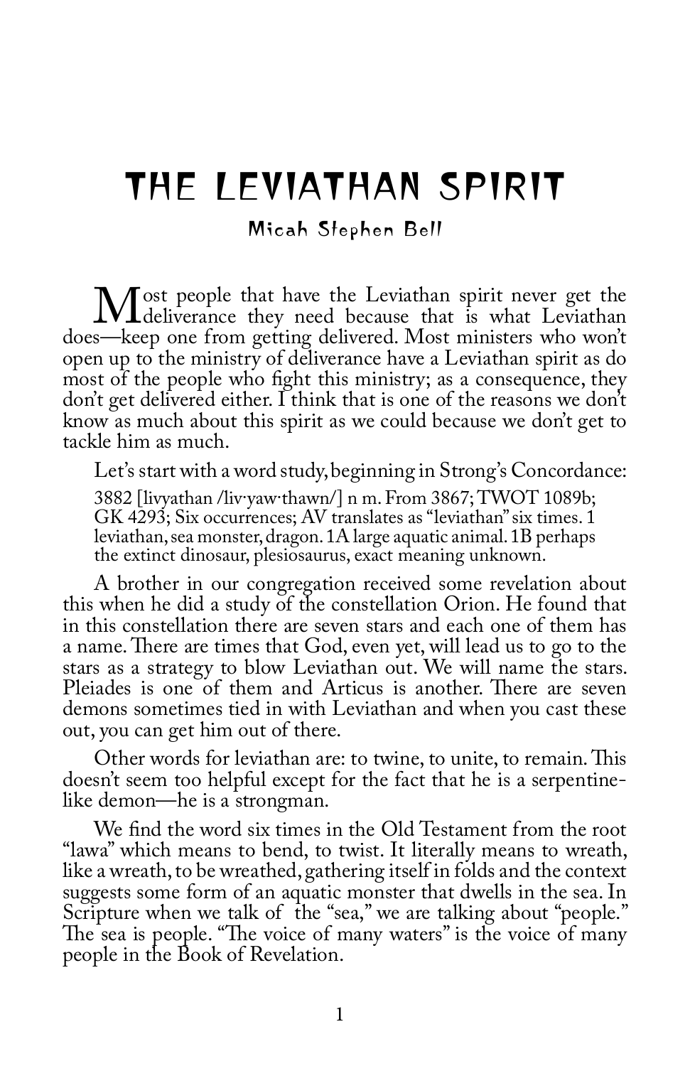# THE LEVIATHAN SPIRIT

Micah Stephen Bell

Most people that have the Leviathan spirit never get the deliverance they need because that is what Leviathan does—keep one from getting delivered. Most ministers who won't open up to the ministry of deliverance have a Leviathan spirit as do most of the people who fight this ministry; as a consequence, they don't get delivered either. I think that is one of the reasons we don't know as much about this spirit as we could because we don't get to tackle him as much.

Let's start with a word study, beginning in Strong's Concordance:

> 3882 [livyathan /liv·yaw·thawn/] n m. From 3867; TWOT 1089b; GK 4293; Six occurrences; AV translates as "leviathan" six times. 1 leviathan, sea monster, dragon. 1A large aquatic animal. 1B perhaps the extinct dinosaur, plesiosaurus, exact meaning unknown.

A brother in our congregation received some revelation about this when he did a study of the constellation Orion. He found that in this constellation there are seven stars and each one of them has a name. There are times that God, even yet, will lead us to go to the stars as a strategy to blow Leviathan out. We will name the stars. Pleiades is one of them and Articus is another. There are seven demons sometimes tied in with Leviathan and when you cast these out, you can get him out of there.

Other words for leviathan are: to twine, to unite, to remain. This doesn't seem too helpful except for the fact that he is a serpentine-like demon—he is a strongman.

We find the word six times in the Old Testament from the root "lawa" which means to bend, to twist. It literally means to wreath, like a wreath, to be wreathed, gathering itself in folds and the context suggests some form of an aquatic monster that dwells in the sea. In Scripture when we talk of the "sea," we are talking about "people." The sea is people. "The voice of many waters" is the voice of many people in the Book of Revelation.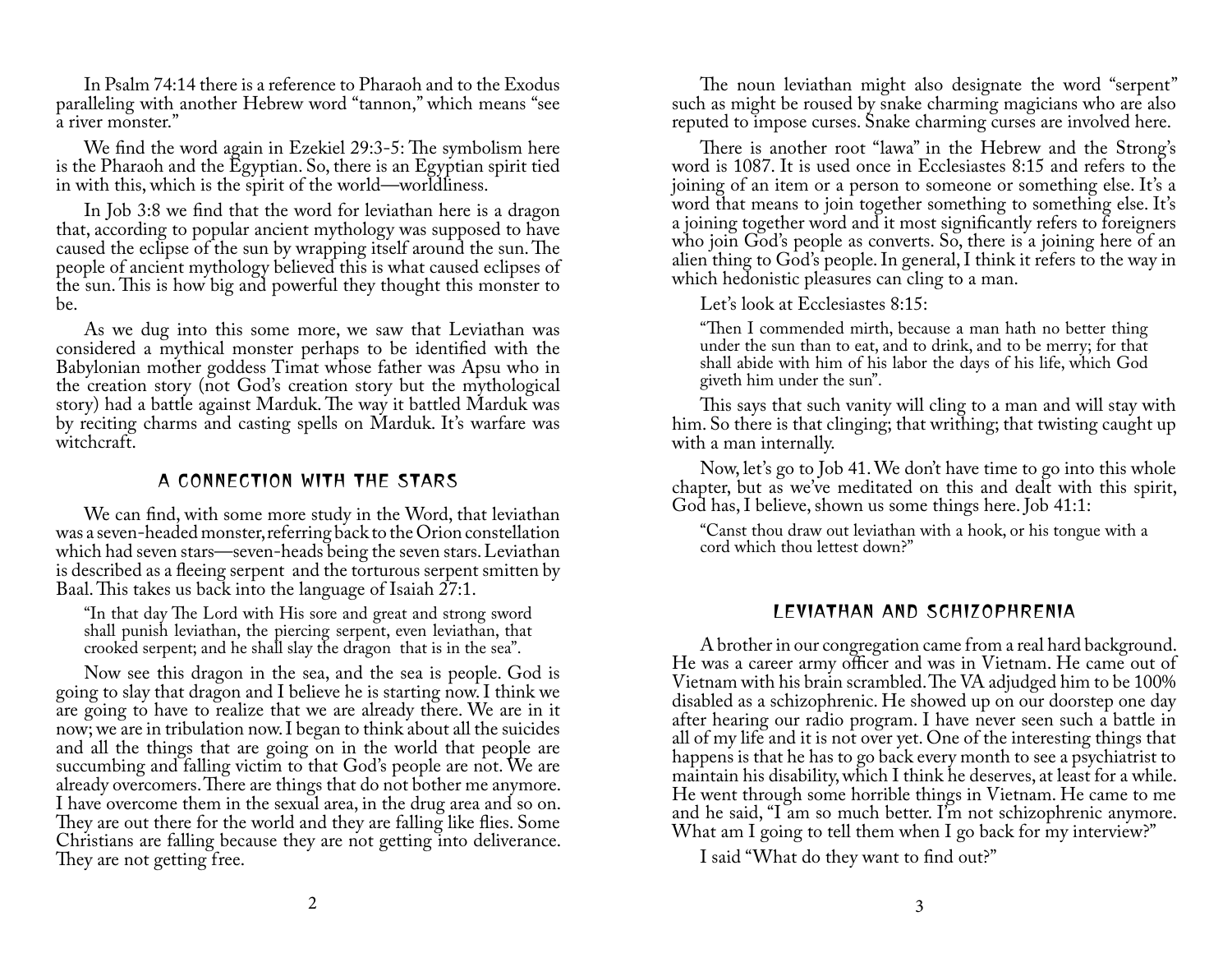In Psalm 74:14 there is a reference to Pharaoh and to the Exodus paralleling with another Hebrew word "tannon," which means "see a river monster."

We find the word again in Ezekiel 29:3-5: The symbolism here is the Pharaoh and the Egyptian. So, there is an Egyptian spirit tied in with this, which is the spirit of the world—worldliness.

In Job 3:8 we find that the word for leviathan here is a dragon that, according to popular ancient mythology was supposed to have caused the eclipse of the sun by wrapping itself around the sun. The people of ancient mythology believed this is what caused eclipses of the sun. This is how big and powerful they thought this monster to be.

As we dug into this some more, we saw that Leviathan was considered a mythical monster perhaps to be identified with the Babylonian mother goddess Timat whose father was Apsu who in the creation story (not God's creation story but the mythological story) had a battle against Marduk. The way it battled Marduk was by reciting charms and casting spells on Marduk. It's warfare was witchcraft.

## A Connection With the Stars

We can find, with some more study in the Word, that leviathan was a seven-headed monster, referring back to the Orion constellation which had seven stars—seven-heads being the seven stars. Leviathan is described as a fleeing serpent and the torturous serpent smitten by Baal. This takes us back into the language of Isaiah 27:1.

> "In that day The Lord with His sore and great and strong sword shall punish leviathan, the piercing serpent, even leviathan, that crooked serpent; and he shall slay the dragon that is in the sea".

Now see this dragon in the sea, and the sea is people. God is going to slay that dragon and I believe he is starting now. I think we are going to have to realize that we are already there. We are in it now; we are in tribulation now. I began to think about all the suicides and all the things that are going on in the world that people are succumbing and falling victim to that God's people are not. We are already overcomers. There are things that do not bother me anymore. I have overcome them in the sexual area, in the drug area and so on. They are out there for the world and they are falling like flies. Some Christians are falling because they are not getting into deliverance. They are not getting free.

The noun leviathan might also designate the word "serpent" such as might be roused by snake charming magicians who are also reputed to impose curses. Snake charming curses are involved here.

There is another root "lawa" in the Hebrew and the Strong's word is 1087. It is used once in Ecclesiastes 8:15 and refers to the joining of an item or a person to someone or something else. It's a word that means to join together something to something else. It's a joining together word and it most significantly refers to foreigners who join God's people as converts. So, there is a joining here of an alien thing to God's people. In general, I think it refers to the way in which hedonistic pleasures can cling to a man.

Let's look at Ecclesiastes 8:15:

> "Then I commended mirth, because a man hath no better thing under the sun than to eat, and to drink, and to be merry; for that shall abide with him of his labor the days of his life, which God giveth him under the sun".

This says that such vanity will cling to a man and will stay with him. So there is that clinging; that writhing; that twisting caught up with a man internally.

Now, let's go to Job 41. We don't have time to go into this whole chapter, but as we've meditated on this and dealt with this spirit, God has, I believe, shown us some things here. Job 41:1:

> "Canst thou draw out leviathan with a hook, or his tongue with a cord which thou lettest down?"

## Leviathan and Schizophrenia

A brother in our congregation came from a real hard background. He was a career army officer and was in Vietnam. He came out of Vietnam with his brain scrambled. The VA adjudged him to be 100% disabled as a schizophrenic. He showed up on our doorstep one day after hearing our radio program. I have never seen such a battle in all of my life and it is not over yet. One of the interesting things that happens is that he has to go back every month to see a psychiatrist to maintain his disability, which I think he deserves, at least for a while. He went through some horrible things in Vietnam. He came to me and he said, "I am so much better. I'm not schizophrenic anymore. What am I going to tell them when I go back for my interview?"

I said "What do they want to find out?"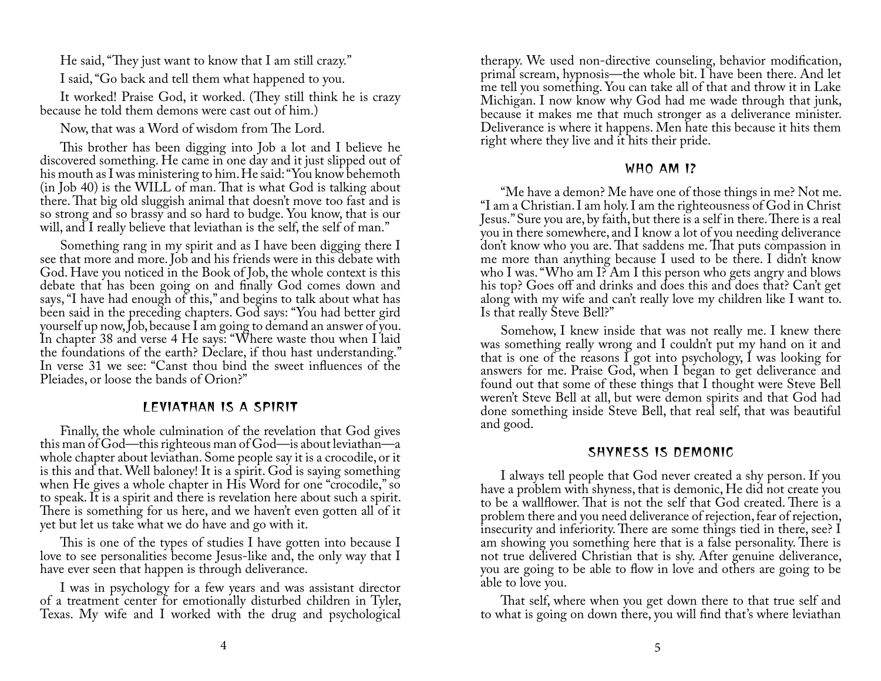He said, “They just want to know that I am still crazy.”

I said, “Go back and tell them what happened to you.

It worked! Praise God, it worked. (They still think he is crazy because he told them demons were cast out of him.)

Now, that was a Word of wisdom from The Lord.

This brother has been digging into Job a lot and I believe he discovered something. He came in one day and it just slipped out of his mouth as I was ministering to him. He said: “You know behemoth (in Job 40) is the WILL of man. That is what God is talking about there. That big old sluggish animal that doesn’t move too fast and is so strong and so brassy and so hard to budge. You know, that is our will, and I really believe that leviathan is the self, the self of man.”

Something rang in my spirit and as I have been digging there I see that more and more. Job and his friends were in this debate with God. Have you noticed in the Book of Job, the whole context is this debate that has been going on and finally God comes down and says, “I have had enough of this,” and begins to talk about what has been said in the preceding chapters. God says: “You had better gird yourself up now, Job, because I am going to demand an answer of you. In chapter 38 and verse 4 He says: “Where waste thou when I laid the foundations of the earth? Declare, if thou hast understanding.” In verse 31 we see: “Canst thou bind the sweet influences of the Pleiades, or loose the bands of Orion?”

## Leviathan Is A Spirit

Finally, the whole culmination of the revelation that God gives this man of God—this righteous man of God—is about leviathan—a whole chapter about leviathan. Some people say it is a crocodile, or it is this and that. Well baloney! It is a spirit. God is saying something when He gives a whole chapter in His Word for one “crocodile,” so to speak. It is a spirit and there is revelation here about such a spirit. There is something for us here, and we haven’t even gotten all of it yet but let us take what we do have and go with it.

This is one of the types of studies I have gotten into because I love to see personalities become Jesus-like and, the only way that I have ever seen that happen is through deliverance.

I was in psychology for a few years and was assistant director of a treatment center for emotionally disturbed children in Tyler, Texas. My wife and I worked with the drug and psychological therapy. We used non-directive counseling, behavior modification, primal scream, hypnosis—the whole bit. I have been there. And let me tell you something. You can take all of that and throw it in Lake Michigan. I now know why God had me wade through that junk, because it makes me that much stronger as a deliverance minister. Deliverance is where it happens. Men hate this because it hits them right where they live and it hits their pride.

## Who Am I?

“Me have a demon? Me have one of those things in me? Not me. “I am a Christian. I am holy. I am the righteousness of God in Christ Jesus.” Sure you are, by faith, but there is a self in there. There is a real you in there somewhere, and I know a lot of you needing deliverance don’t know who you are. That saddens me. That puts compassion in me more than anything because I used to be there. I didn’t know who I was. “Who am I? Am I this person who gets angry and blows his top? Goes off and drinks and does this and does that? Can’t get along with my wife and can’t really love my children like I want to. Is that really Steve Bell?”

Somehow, I knew inside that was not really me. I knew there was something really wrong and I couldn’t put my hand on it and that is one of the reasons I got into psychology, I was looking for answers for me. Praise God, when I began to get deliverance and found out that some of these things that I thought were Steve Bell weren’t Steve Bell at all, but were demon spirits and that God had done something inside Steve Bell, that real self, that was beautiful and good.

## Shyness Is Demonic

I always tell people that God never created a shy person. If you have a problem with shyness, that is demonic, He did not create you to be a wallflower. That is not the self that God created. There is a problem there and you need deliverance of rejection, fear of rejection, insecurity and inferiority. There are some things tied in there, see? I am showing you something here that is a false personality. There is not true delivered Christian that is shy. After genuine deliverance, you are going to be able to flow in love and others are going to be able to love you.

That self, where when you get down there to that true self and to what is going on down there, you will find that’s where leviathan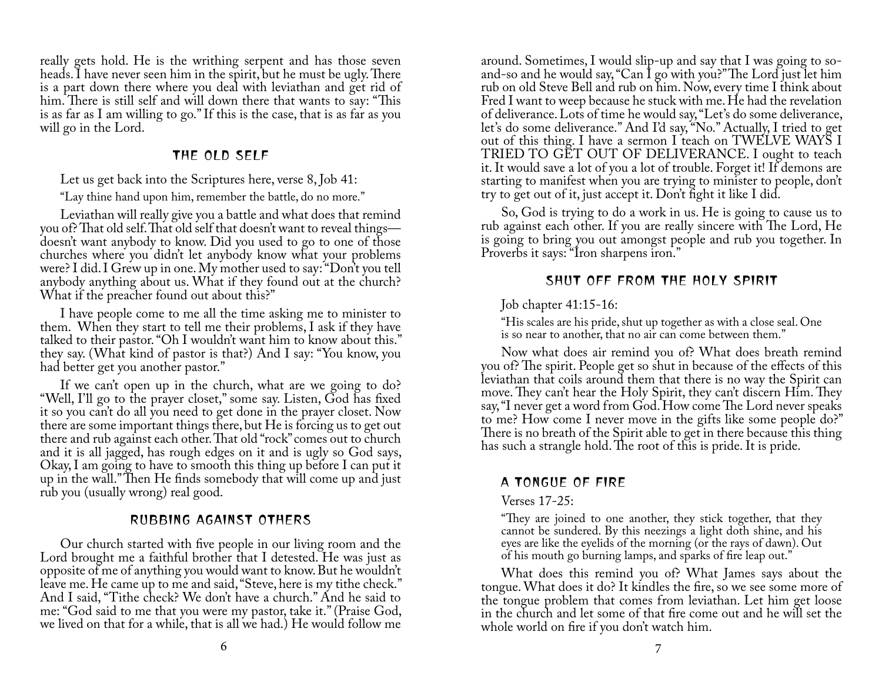really gets hold. He is the writhing serpent and has those seven heads. I have never seen him in the spirit, but he must be ugly. There is a part down there where you deal with leviathan and get rid of him. There is still self and will down there that wants to say: "This is as far as I am willing to go." If this is the case, that is as far as you will go in the Lord.

## THE OLD SELF

Let us get back into the Scriptures here, verse 8, Job 41:

"Lay thine hand upon him, remember the battle, do no more."

Leviathan will really give you a battle and what does that remind you of? That old self. That old self that doesn't want to reveal things—doesn't want anybody to know. Did you used to go to one of those churches where you didn't let anybody know what your problems were? I did. I Grew up in one. My mother used to say: "Don't you tell anybody anything about us. What if they found out at the church? What if the preacher found out about this?"

I have people come to me all the time asking me to minister to them. When they start to tell me their problems, I ask if they have talked to their pastor. "Oh I wouldn't want him to know about this." they say. (What kind of pastor is that?) And I say: "You know, you had better get you another pastor."

If we can't open up in the church, what are we going to do? "Well, I'll go to the prayer closet," some say. Listen, God has fixed it so you can't do all you need to get done in the prayer closet. Now there are some important things there, but He is forcing us to get out there and rub against each other. That old "rock" comes out to church and it is all jagged, has rough edges on it and is ugly so God says, Okay, I am going to have to smooth this thing up before I can put it up in the wall." Then He finds somebody that will come up and just rub you (usually wrong) real good.

## RUBBING AGAINST OTHERS

Our church started with five people in our living room and the Lord brought me a faithful brother that I detested. He was just as opposite of me of anything you would want to know. But he wouldn't leave me. He came up to me and said, "Steve, here is my tithe check." And I said, "Tithe check? We don't have a church." And he said to me: "God said to me that you were my pastor, take it." (Praise God, we lived on that for a while, that is all we had.) He would follow me around. Sometimes, I would slip-up and say that I was going to so-and-so and he would say, "Can I go with you?" The Lord just let him rub on old Steve Bell and rub on him. Now, every time I think about Fred I want to weep because he stuck with me. He had the revelation of deliverance. Lots of time he would say, "Let's do some deliverance, let's do some deliverance." And I'd say, "No." Actually, I tried to get out of this thing. I have a sermon I teach on TWELVE WAYS I TRIED TO GET OUT OF DELIVERANCE. I ought to teach it. It would save a lot of you a lot of trouble. Forget it! If demons are starting to manifest when you are trying to minister to people, don't try to get out of it, just accept it. Don't fight it like I did.

So, God is trying to do a work in us. He is going to cause us to rub against each other. If you are really sincere with The Lord, He is going to bring you out amongst people and rub you together. In Proverbs it says: "Iron sharpens iron."

## SHUT OFF FROM THE HOLY SPIRIT

Job chapter 41:15-16:

"His scales are his pride, shut up together as with a close seal. One is so near to another, that no air can come between them."

Now what does air remind you of? What does breath remind you of? The spirit. People get so shut in because of the effects of this leviathan that coils around them that there is no way the Spirit can move. They can't hear the Holy Spirit, they can't discern Him. They say, "I never get a word from God. How come The Lord never speaks to me? How come I never move in the gifts like some people do?" There is no breath of the Spirit able to get in there because this thing has such a strangle hold. The root of this is pride. It is pride.

## A TONGUE OF FIRE

Verses 17-25:

"They are joined to one another, they stick together, that they cannot be sundered. By this neezings a light doth shine, and his eyes are like the eyelids of the morning (or the rays of dawn). Out of his mouth go burning lamps, and sparks of fire leap out."

What does this remind you of? What James says about the tongue. What does it do? It kindles the fire, so we see some more of the tongue problem that comes from leviathan. Let him get loose in the church and let some of that fire come out and he will set the whole world on fire if you don't watch him.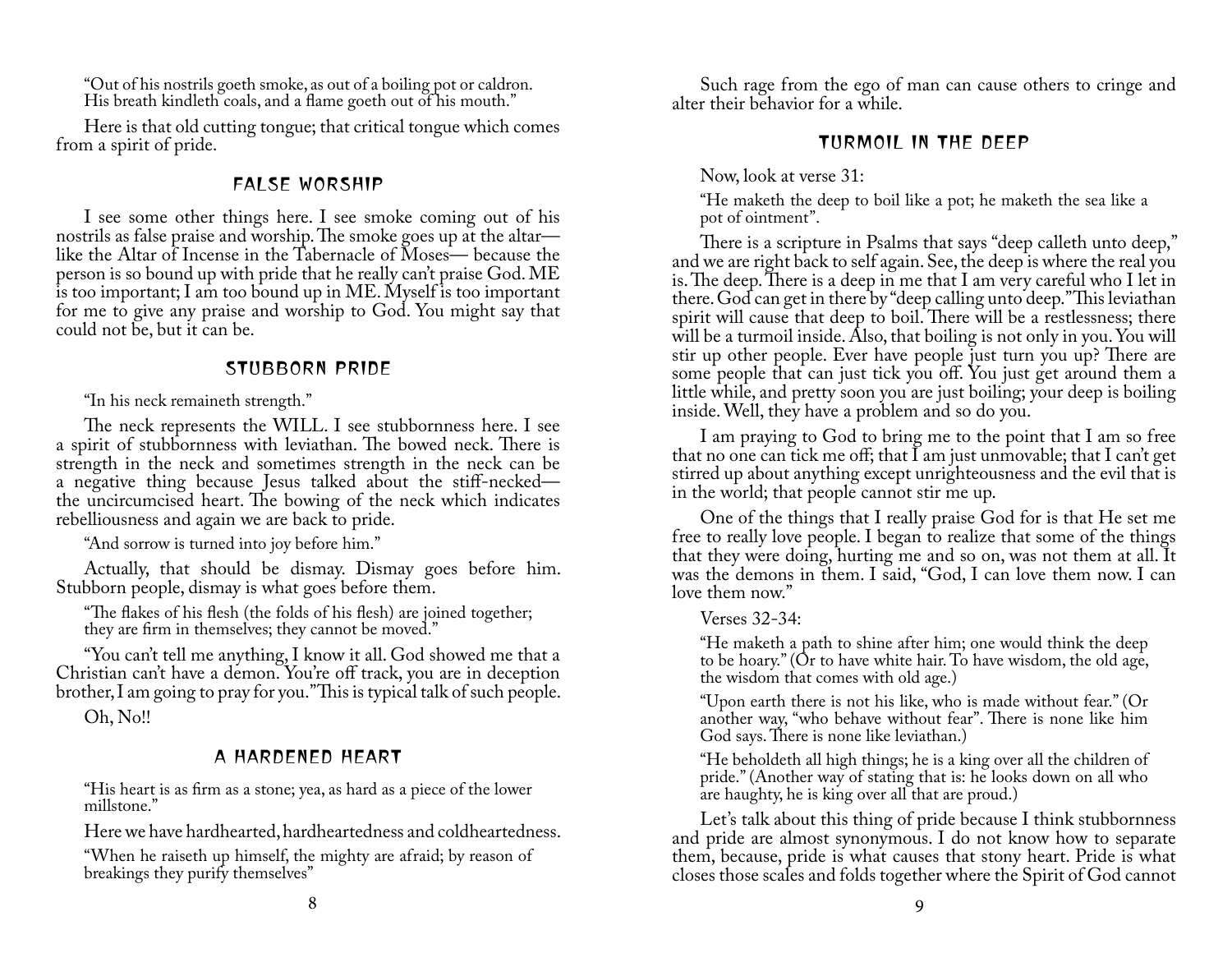"Out of his nostrils goeth smoke, as out of a boiling pot or caldron. His breath kindleth coals, and a flame goeth out of his mouth."

Here is that old cutting tongue; that critical tongue which comes from a spirit of pride.

## FALSE WORSHIP

I see some other things here. I see smoke coming out of his nostrils as false praise and worship. The smoke goes up at the altar— like the Altar of Incense in the Tabernacle of Moses— because the person is so bound up with pride that he really can't praise God. ME is too important; I am too bound up in ME. Myself is too important for me to give any praise and worship to God. You might say that could not be, but it can be.

## STUBBORN PRIDE

"In his neck remaineth strength."

The neck represents the WILL. I see stubbornness here. I see a spirit of stubbornness with leviathan. The bowed neck. There is strength in the neck and sometimes strength in the neck can be a negative thing because Jesus talked about the stiff-necked— the uncircumcised heart. The bowing of the neck which indicates rebelliousness and again we are back to pride.

"And sorrow is turned into joy before him."

Actually, that should be dismay. Dismay goes before him. Stubborn people, dismay is what goes before them.

"The flakes of his flesh (the folds of his flesh) are joined together; they are firm in themselves; they cannot be moved."

"You can't tell me anything, I know it all. God showed me that a Christian can't have a demon. You're off track, you are in deception brother, I am going to pray for you." This is typical talk of such people.

Oh, No!!

## A HARDENED HEART

"His heart is as firm as a stone; yea, as hard as a piece of the lower millstone."

Here we have hardhearted, hardheartedness and coldheartedness.

"When he raiseth up himself, the mighty are afraid; by reason of breakings they purify themselves"

Such rage from the ego of man can cause others to cringe and alter their behavior for a while.

## TURMOIL IN THE DEEP

Now, look at verse 31:

"He maketh the deep to boil like a pot; he maketh the sea like a pot of ointment".

There is a scripture in Psalms that says "deep calleth unto deep," and we are right back to self again. See, the deep is where the real you is. The deep. There is a deep in me that I am very careful who I let in there. God can get in there by "deep calling unto deep." This leviathan spirit will cause that deep to boil. There will be a restlessness; there will be a turmoil inside. Also, that boiling is not only in you. You will stir up other people. Ever have people just turn you up? There are some people that can just tick you off. You just get around them a little while, and pretty soon you are just boiling; your deep is boiling inside. Well, they have a problem and so do you.

I am praying to God to bring me to the point that I am so free that no one can tick me off; that I am just unmovable; that I can't get stirred up about anything except unrighteousness and the evil that is in the world; that people cannot stir me up.

One of the things that I really praise God for is that He set me free to really love people. I began to realize that some of the things that they were doing, hurting me and so on, was not them at all. It was the demons in them. I said, "God, I can love them now. I can love them now."

Verses 32-34:

"He maketh a path to shine after him; one would think the deep to be hoary." (Or to have white hair. To have wisdom, the old age, the wisdom that comes with old age.)

"Upon earth there is not his like, who is made without fear." (Or another way, "who behave without fear". There is none like him God says. There is none like leviathan.)

"He beholdeth all high things; he is a king over all the children of pride." (Another way of stating that is: he looks down on all who are haughty, he is king over all that are proud.)

Let's talk about this thing of pride because I think stubbornness and pride are almost synonymous. I do not know how to separate them, because, pride is what causes that stony heart. Pride is what closes those scales and folds together where the Spirit of God cannot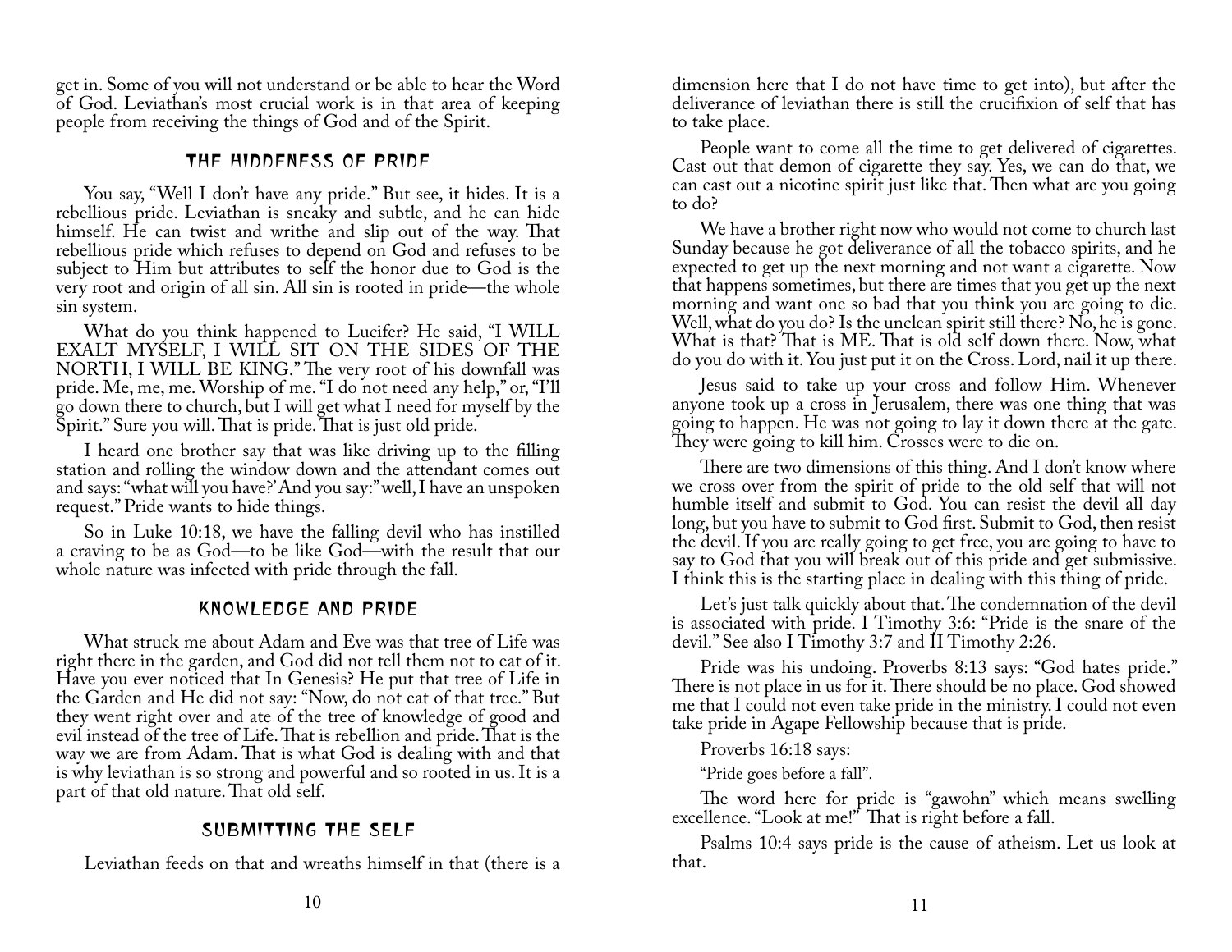get in. Some of you will not understand or be able to hear the Word of God. Leviathan's most crucial work is in that area of keeping people from receiving the things of God and of the Spirit.

## The Hiddeness of Pride

You say, "Well I don't have any pride." But see, it hides. It is a rebellious pride. Leviathan is sneaky and subtle, and he can hide himself. He can twist and writhe and slip out of the way. That rebellious pride which refuses to depend on God and refuses to be subject to Him but attributes to self the honor due to God is the very root and origin of all sin. All sin is rooted in pride—the whole sin system.

What do you think happened to Lucifer? He said, "I WILL EXALT MYSELF, I WILL SIT ON THE SIDES OF THE NORTH, I WILL BE KING." The very root of his downfall was pride. Me, me, me. Worship of me. "I do not need any help," or, "I'll go down there to church, but I will get what I need for myself by the Spirit." Sure you will. That is pride. That is just old pride.

I heard one brother say that was like driving up to the filling station and rolling the window down and the attendant comes out and says: "what will you have?' And you say:" well, I have an unspoken request." Pride wants to hide things.

So in Luke 10:18, we have the falling devil who has instilled a craving to be as God—to be like God—with the result that our whole nature was infected with pride through the fall.

## Knowledge and Pride

What struck me about Adam and Eve was that tree of Life was right there in the garden, and God did not tell them not to eat of it. Have you ever noticed that In Genesis? He put that tree of Life in the Garden and He did not say: "Now, do not eat of that tree." But they went right over and ate of the tree of knowledge of good and evil instead of the tree of Life. That is rebellion and pride. That is the way we are from Adam. That is what God is dealing with and that is why leviathan is so strong and powerful and so rooted in us. It is a part of that old nature. That old self.

## Submitting the Self

Leviathan feeds on that and wreaths himself in that (there is a dimension here that I do not have time to get into), but after the deliverance of leviathan there is still the crucifixion of self that has to take place.

People want to come all the time to get delivered of cigarettes. Cast out that demon of cigarette they say. Yes, we can do that, we can cast out a nicotine spirit just like that. Then what are you going to do?

We have a brother right now who would not come to church last Sunday because he got deliverance of all the tobacco spirits, and he expected to get up the next morning and not want a cigarette. Now that happens sometimes, but there are times that you get up the next morning and want one so bad that you think you are going to die. Well, what do you do? Is the unclean spirit still there? No, he is gone. What is that? That is ME. That is old self down there. Now, what do you do with it. You just put it on the Cross. Lord, nail it up there.

Jesus said to take up your cross and follow Him. Whenever anyone took up a cross in Jerusalem, there was one thing that was going to happen. He was not going to lay it down there at the gate. They were going to kill him. Crosses were to die on.

There are two dimensions of this thing. And I don't know where we cross over from the spirit of pride to the old self that will not humble itself and submit to God. You can resist the devil all day long, but you have to submit to God first. Submit to God, then resist the devil. If you are really going to get free, you are going to have to say to God that you will break out of this pride and get submissive. I think this is the starting place in dealing with this thing of pride.

Let's just talk quickly about that. The condemnation of the devil is associated with pride. I Timothy 3:6: "Pride is the snare of the devil." See also I Timothy 3:7 and II Timothy 2:26.

Pride was his undoing. Proverbs 8:13 says: "God hates pride." There is not place in us for it. There should be no place. God showed me that I could not even take pride in the ministry. I could not even take pride in Agape Fellowship because that is pride.

Proverbs 16:18 says:

"Pride goes before a fall".

The word here for pride is "gawohn" which means swelling excellence. "Look at me!" That is right before a fall.

Psalms 10:4 says pride is the cause of atheism. Let us look at that.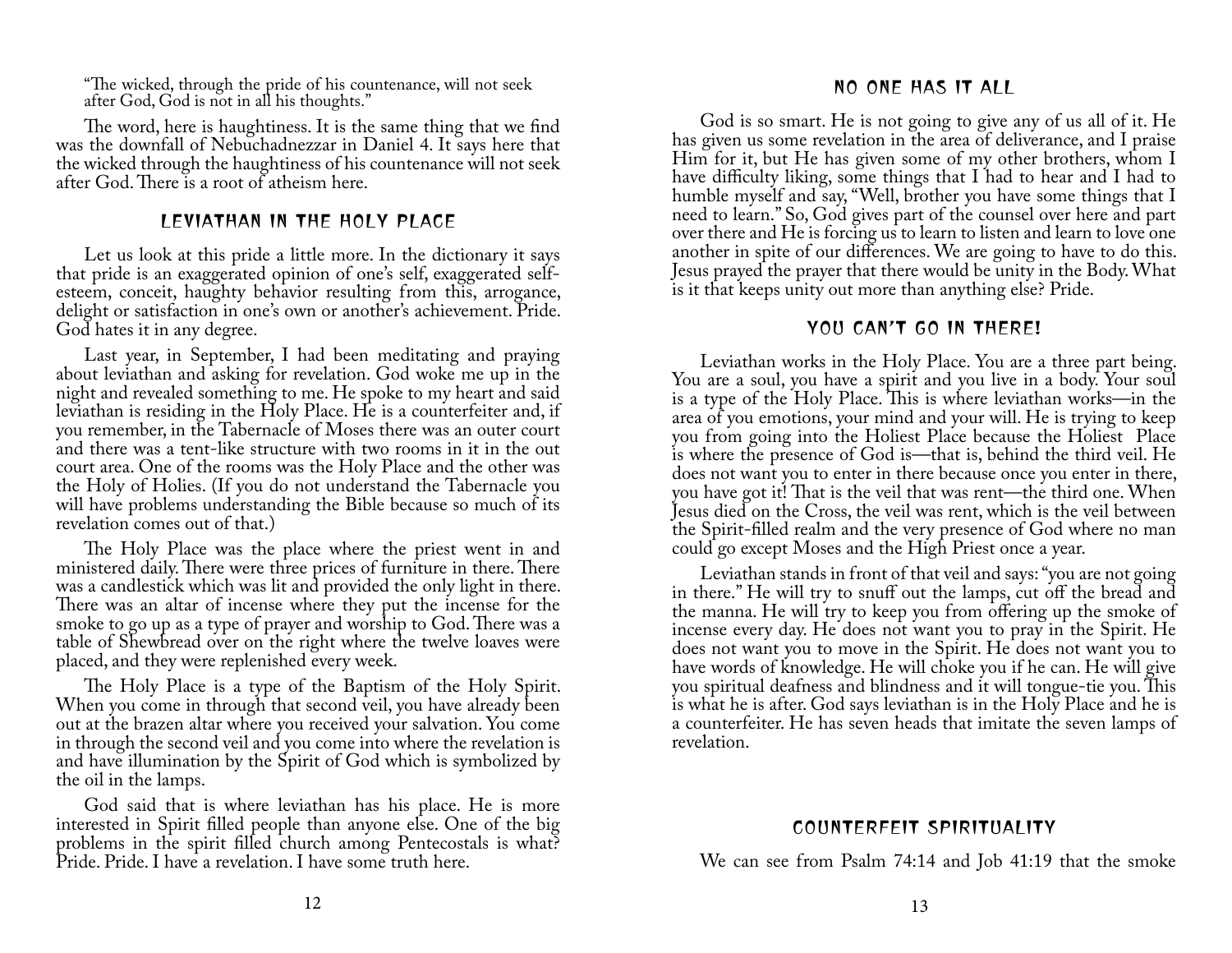"The wicked, through the pride of his countenance, will not seek after God, God is not in all his thoughts."

The word, here is haughtiness. It is the same thing that we find was the downfall of Nebuchadnezzar in Daniel 4. It says here that the wicked through the haughtiness of his countenance will not seek after God. There is a root of atheism here.

## Leviathan in the Holy Place

Let us look at this pride a little more. In the dictionary it says that pride is an exaggerated opinion of one's self, exaggerated self-esteem, conceit, haughty behavior resulting from this, arrogance, delight or satisfaction in one's own or another's achievement. Pride. God hates it in any degree.

Last year, in September, I had been meditating and praying about leviathan and asking for revelation. God woke me up in the night and revealed something to me. He spoke to my heart and said leviathan is residing in the Holy Place. He is a counterfeiter and, if you remember, in the Tabernacle of Moses there was an outer court and there was a tent-like structure with two rooms in it in the out court area. One of the rooms was the Holy Place and the other was the Holy of Holies. (If you do not understand the Tabernacle you will have problems understanding the Bible because so much of its revelation comes out of that.)

The Holy Place was the place where the priest went in and ministered daily. There were three prices of furniture in there. There was a candlestick which was lit and provided the only light in there. There was an altar of incense where they put the incense for the smoke to go up as a type of prayer and worship to God. There was a table of Shewbread over on the right where the twelve loaves were placed, and they were replenished every week.

The Holy Place is a type of the Baptism of the Holy Spirit. When you come in through that second veil, you have already been out at the brazen altar where you received your salvation. You come in through the second veil and you come into where the revelation is and have illumination by the Spirit of God which is symbolized by the oil in the lamps.

God said that is where leviathan has his place. He is more interested in Spirit filled people than anyone else. One of the big problems in the spirit filled church among Pentecostals is what? Pride. Pride. I have a revelation. I have some truth here.

## No One Has It All

God is so smart. He is not going to give any of us all of it. He has given us some revelation in the area of deliverance, and I praise Him for it, but He has given some of my other brothers, whom I have difficulty liking, some things that I had to hear and I had to humble myself and say, "Well, brother you have some things that I need to learn." So, God gives part of the counsel over here and part over there and He is forcing us to learn to listen and learn to love one another in spite of our differences. We are going to have to do this. Jesus prayed the prayer that there would be unity in the Body. What is it that keeps unity out more than anything else? Pride.

## You Can't Go In There!

Leviathan works in the Holy Place. You are a three part being. You are a soul, you have a spirit and you live in a body. Your soul is a type of the Holy Place. This is where leviathan works—in the area of you emotions, your mind and your will. He is trying to keep you from going into the Holiest Place because the Holiest Place is where the presence of God is—that is, behind the third veil. He does not want you to enter in there because once you enter in there, you have got it! That is the veil that was rent—the third one. When Jesus died on the Cross, the veil was rent, which is the veil between the Spirit-filled realm and the very presence of God where no man could go except Moses and the High Priest once a year.

Leviathan stands in front of that veil and says: "you are not going in there." He will try to snuff out the lamps, cut off the bread and the manna. He will try to keep you from offering up the smoke of incense every day. He does not want you to pray in the Spirit. He does not want you to move in the Spirit. He does not want you to have words of knowledge. He will choke you if he can. He will give you spiritual deafness and blindness and it will tongue-tie you. This is what he is after. God says leviathan is in the Holy Place and he is a counterfeiter. He has seven heads that imitate the seven lamps of revelation.

## Counterfeit Spirituality

We can see from Psalm 74:14 and Job 41:19 that the smoke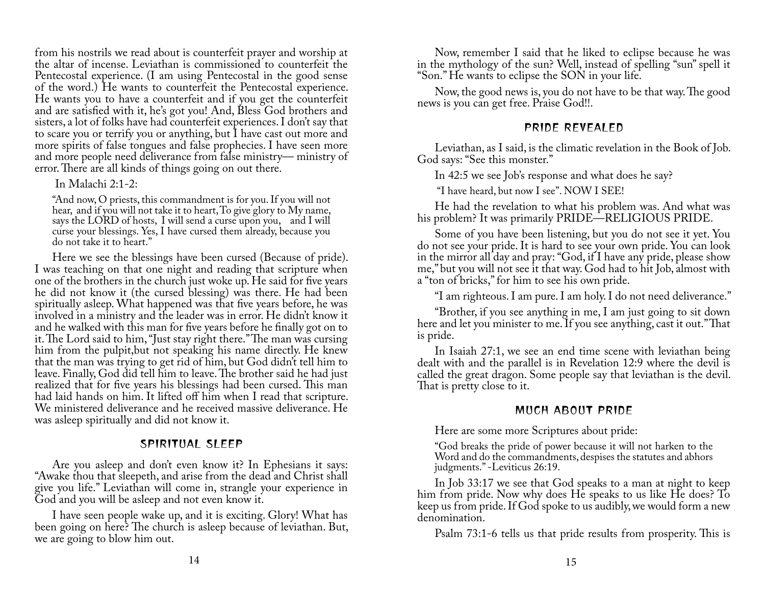from his nostrils we read about is counterfeit prayer and worship at the altar of incense. Leviathan is commissioned to counterfeit the Pentecostal experience. (I am using Pentecostal in the good sense of the word.) He wants to counterfeit the Pentecostal experience. He wants you to have a counterfeit and if you get the counterfeit and are satisfied with it, he's got you! And, Bless God brothers and sisters, a lot of folks have had counterfeit experiences. I don't say that to scare you or terrify you or anything, but I have cast out more and more spirits of false tongues and false prophecies. I have seen more and more people need deliverance from false ministry— ministry of error. There are all kinds of things going on out there.

In Malachi 2:1-2:

> "And now, O priests, this commandment is for you. If you will not hear, and if you will not take it to heart, To give glory to My name, says the LORD of hosts, I will send a curse upon you, and I will curse your blessings. Yes, I have cursed them already, because you do not take it to heart."

Here we see the blessings have been cursed (Because of pride). I was teaching on that one night and reading that scripture when one of the brothers in the church just woke up. He said for five years he did not know it (the cursed blessing) was there. He had been spiritually asleep. What happened was that five years before, he was involved in a ministry and the leader was in error. He didn't know it and he walked with this man for five years before he finally got on to it. The Lord said to him, "Just stay right there." The man was cursing him from the pulpit,but not speaking his name directly. He knew that the man was trying to get rid of him, but God didn't tell him to leave. Finally, God did tell him to leave. The brother said he had just realized that for five years his blessings had been cursed. This man had laid hands on him. It lifted off him when I read that scripture. We ministered deliverance and he received massive deliverance. He was asleep spiritually and did not know it.

## Spiritual Sleep

Are you asleep and don't even know it? In Ephesians it says: "Awake thou that sleepeth, and arise from the dead and Christ shall give you life." Leviathan will come in, strangle your experience in God and you will be asleep and not even know it.

I have seen people wake up, and it is exciting. Glory! What has been going on here? The church is asleep because of leviathan. But, we are going to blow him out.

Now, remember I said that he liked to eclipse because he was in the mythology of the sun? Well, instead of spelling "sun" spell it "Son." He wants to eclipse the SON in your life.

Now, the good news is, you do not have to be that way. The good news is you can get free. Praise God!!.

## Pride Revealed

Leviathan, as I said, is the climatic revelation in the Book of Job. God says: "See this monster."

In 42:5 we see Job's response and what does he say?

"I have heard, but now I see". NOW I SEE!

He had the revelation to what his problem was. And what was his problem? It was primarily PRIDE—RELIGIOUS PRIDE.

Some of you have been listening, but you do not see it yet. You do not see your pride. It is hard to see your own pride. You can look in the mirror all day and pray: "God, if I have any pride, please show me," but you will not see it that way. God had to hit Job, almost with a "ton of bricks," for him to see his own pride.

"I am righteous. I am pure. I am holy. I do not need deliverance."

"Brother, if you see anything in me, I am just going to sit down here and let you minister to me. If you see anything, cast it out." That is pride.

In Isaiah 27:1, we see an end time scene with leviathan being dealt with and the parallel is in Revelation 12:9 where the devil is called the great dragon. Some people say that leviathan is the devil. That is pretty close to it.

## Much About Pride

Here are some more Scriptures about pride:

> "God breaks the pride of power because it will not harken to the Word and do the commandments, despises the statutes and abhors judgments." -Leviticus 26:19.

In Job 33:17 we see that God speaks to a man at night to keep him from pride. Now why does He speaks to us like He does? To keep us from pride. If God spoke to us audibly, we would form a new denomination.

Psalm 73:1-6 tells us that pride results from prosperity. This is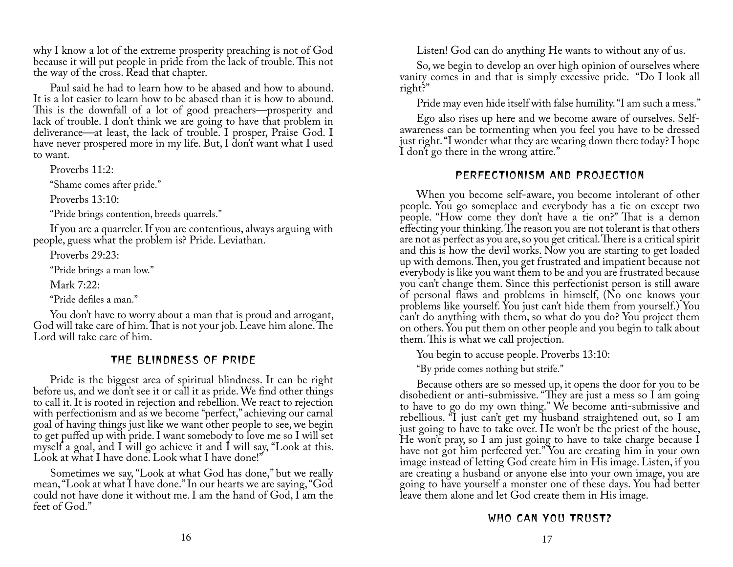why I know a lot of the extreme prosperity preaching is not of God because it will put people in pride from the lack of trouble. This not the way of the cross. Read that chapter.

Paul said he had to learn how to be abased and how to abound. It is a lot easier to learn how to be abased than it is how to abound. This is the downfall of a lot of good preachers—prosperity and lack of trouble. I don't think we are going to have that problem in deliverance—at least, the lack of trouble. I prosper, Praise God. I have never prospered more in my life. But, I don't want what I used to want.

Proverbs 11:2:

"Shame comes after pride."

Proverbs 13:10:

"Pride brings contention, breeds quarrels."

If you are a quarreler. If you are contentious, always arguing with people, guess what the problem is? Pride. Leviathan.

Proverbs 29:23:

"Pride brings a man low."

Mark 7:22:

"Pride defiles a man."

You don't have to worry about a man that is proud and arrogant, God will take care of him. That is not your job. Leave him alone. The Lord will take care of him.

## The Blindness of Pride

Pride is the biggest area of spiritual blindness. It can be right before us, and we don't see it or call it as pride. We find other things to call it. It is rooted in rejection and rebellion. We react to rejection with perfectionism and as we become "perfect," achieving our carnal goal of having things just like we want other people to see, we begin to get puffed up with pride. I want somebody to love me so I will set myself a goal, and I will go achieve it and I will say, "Look at this. Look at what I have done. Look what I have done!"

Sometimes we say, "Look at what God has done," but we really mean, "Look at what I have done." In our hearts we are saying, "God could not have done it without me. I am the hand of God, I am the feet of God."

Listen! God can do anything He wants to without any of us.

So, we begin to develop an over high opinion of ourselves where vanity comes in and that is simply excessive pride. "Do I look all right?"

Pride may even hide itself with false humility. "I am such a mess."

Ego also rises up here and we become aware of ourselves. Self-awareness can be tormenting when you feel you have to be dressed just right. "I wonder what they are wearing down there today? I hope I don't go there in the wrong attire."

## Perfectionism and Projection

When you become self-aware, you become intolerant of other people. You go someplace and everybody has a tie on except two people. "How come they don't have a tie on?" That is a demon effecting your thinking. The reason you are not tolerant is that others are not as perfect as you are, so you get critical. There is a critical spirit and this is how the devil works. Now you are starting to get loaded up with demons. Then, you get frustrated and impatient because not everybody is like you want them to be and you are frustrated because you can't change them. Since this perfectionist person is still aware of personal flaws and problems in himself, (No one knows your problems like yourself. You just can't hide them from yourself.) You can't do anything with them, so what do you do? You project them on others. You put them on other people and you begin to talk about them. This is what we call projection.

You begin to accuse people. Proverbs 13:10:

"By pride comes nothing but strife."

Because others are so messed up, it opens the door for you to be disobedient or anti-submissive. "They are just a mess so I am going to have to go do my own thing." We become anti-submissive and rebellious. "I just can't get my husband straightened out, so I am just going to have to take over. He won't be the priest of the house, He won't pray, so I am just going to have to take charge because I have not got him perfected yet." You are creating him in your own image instead of letting God create him in His image. Listen, if you are creating a husband or anyone else into your own image, you are going to have yourself a monster one of these days. You had better leave them alone and let God create them in His image.

## Who Can You Trust?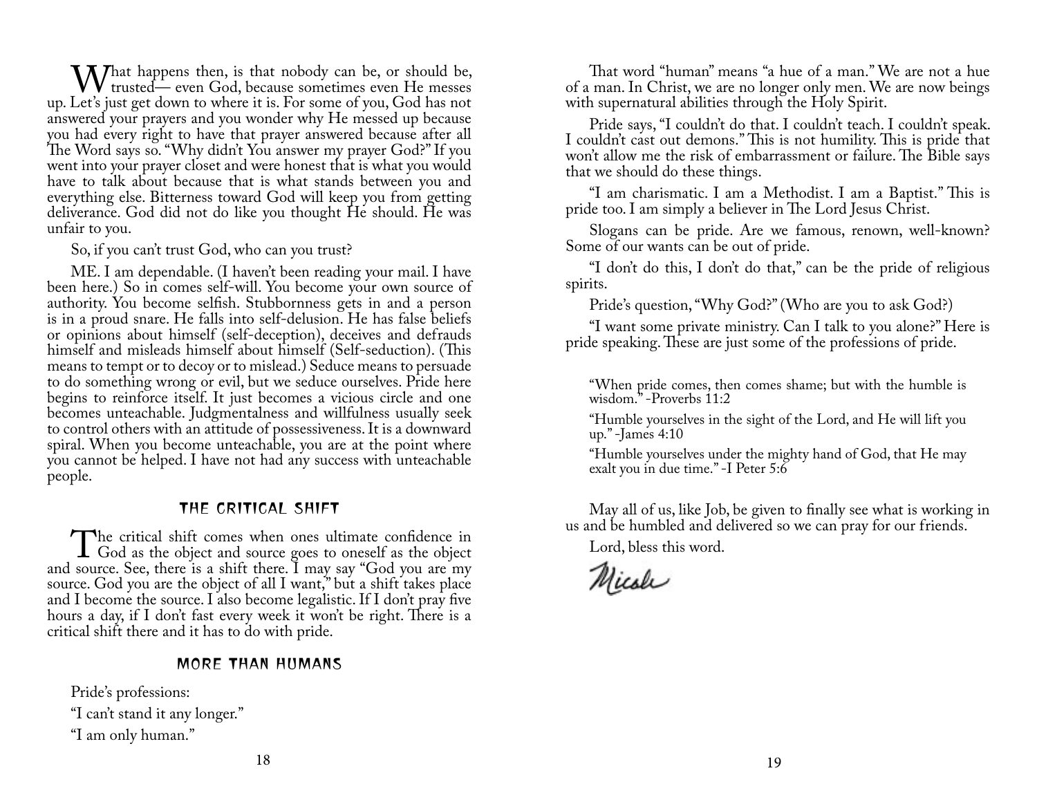What happens then, is that nobody can be, or should be, trusted— even God, because sometimes even He messes up. Let's just get down to where it is. For some of you, God has not answered your prayers and you wonder why He messed up because you had every right to have that prayer answered because after all The Word says so. "Why didn't You answer my prayer God?" If you went into your prayer closet and were honest that is what you would have to talk about because that is what stands between you and everything else. Bitterness toward God will keep you from getting deliverance. God did not do like you thought He should. He was unfair to you.

So, if you can't trust God, who can you trust?

ME. I am dependable. (I haven't been reading your mail. I have been here.) So in comes self-will. You become your own source of authority. You become selfish. Stubbornness gets in and a person is in a proud snare. He falls into self-delusion. He has false beliefs or opinions about himself (self-deception), deceives and defrauds himself and misleads himself about himself (Self-seduction). (This means to tempt or to decoy or to mislead.) Seduce means to persuade to do something wrong or evil, but we seduce ourselves. Pride here begins to reinforce itself. It just becomes a vicious circle and one becomes unteachable. Judgmentalness and willfulness usually seek to control others with an attitude of possessiveness. It is a downward spiral. When you become unteachable, you are at the point where you cannot be helped. I have not had any success with unteachable people.

## The Critical Shift

The critical shift comes when ones ultimate confidence in God as the object and source goes to oneself as the object and source. See, there is a shift there. I may say "God you are my source. God you are the object of all I want," but a shift takes place and I become the source. I also become legalistic. If I don't pray five hours a day, if I don't fast every week it won't be right. There is a critical shift there and it has to do with pride.

## More Than Humans

Pride's professions:

"I can't stand it any longer."

"I am only human."

That word "human" means "a hue of a man." We are not a hue of a man. In Christ, we are no longer only men. We are now beings with supernatural abilities through the Holy Spirit.

Pride says, "I couldn't do that. I couldn't teach. I couldn't speak. I couldn't cast out demons." This is not humility. This is pride that won't allow me the risk of embarrassment or failure. The Bible says that we should do these things.

"I am charismatic. I am a Methodist. I am a Baptist." This is pride too. I am simply a believer in The Lord Jesus Christ.

Slogans can be pride. Are we famous, renown, well-known? Some of our wants can be out of pride.

"I don't do this, I don't do that," can be the pride of religious spirits.

Pride's question, "Why God?" (Who are you to ask God?)

"I want some private ministry. Can I talk to you alone?" Here is pride speaking. These are just some of the professions of pride.

> "When pride comes, then comes shame; but with the humble is wisdom." -Proverbs 11:2
>
> "Humble yourselves in the sight of the Lord, and He will lift you up." -James 4:10
>
> "Humble yourselves under the mighty hand of God, that He may exalt you in due time." -I Peter 5:6

May all of us, like Job, be given to finally see what is working in us and be humbled and delivered so we can pray for our friends.

Lord, bless this word.

Micah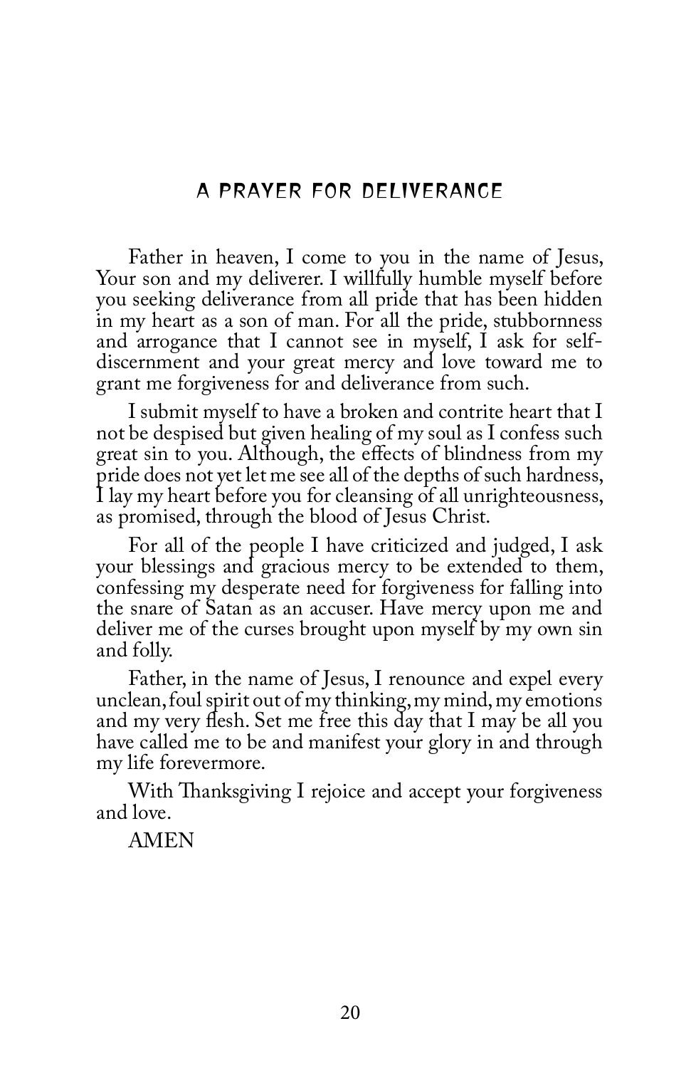## A PRAYER FOR DELIVERANCE

Father in heaven, I come to you in the name of Jesus, Your son and my deliverer. I willfully humble myself before you seeking deliverance from all pride that has been hidden in my heart as a son of man. For all the pride, stubbornness and arrogance that I cannot see in myself, I ask for self-discernment and your great mercy and love toward me to grant me forgiveness for and deliverance from such.

I submit myself to have a broken and contrite heart that I not be despised but given healing of my soul as I confess such great sin to you. Although, the effects of blindness from my pride does not yet let me see all of the depths of such hardness, I lay my heart before you for cleansing of all unrighteousness, as promised, through the blood of Jesus Christ.

For all of the people I have criticized and judged, I ask your blessings and gracious mercy to be extended to them, confessing my desperate need for forgiveness for falling into the snare of Satan as an accuser. Have mercy upon me and deliver me of the curses brought upon myself by my own sin and folly.

Father, in the name of Jesus, I renounce and expel every unclean, foul spirit out of my thinking, my mind, my emotions and my very flesh. Set me free this day that I may be all you have called me to be and manifest your glory in and through my life forevermore.

With Thanksgiving I rejoice and accept your forgiveness and love.

AMEN